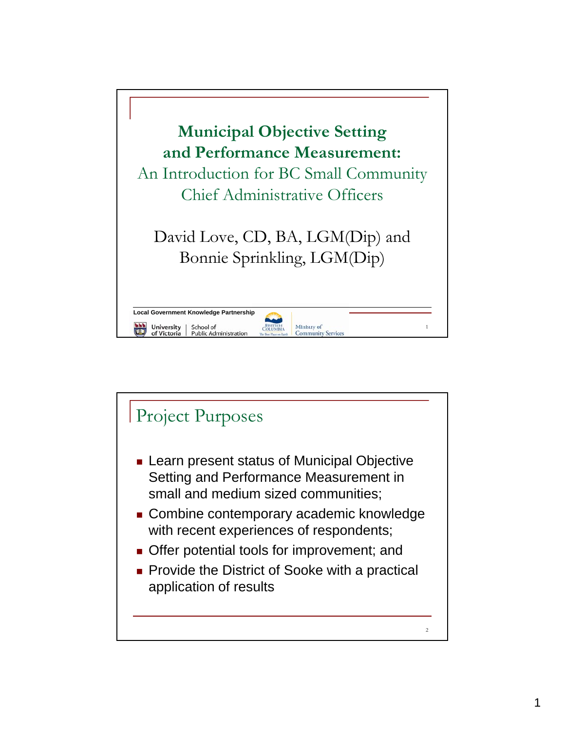# Municipal Objective Setting and Performance Measurement:

## An Introduction for BC Small Community Chief Administrative Officers

David Love, CD, BA, LGM(Dip) and Bonnie Sprinkling, LGM(Dip)

Local Government Knowledge Partnership

University of Victoria | School of Public Administration

British Columbia — Ministry of Community Services

## Project Purposes

- Learn present status of Municipal Objective Setting and Performance Measurement in small and medium sized communities;
- Combine contemporary academic knowledge with recent experiences of respondents;
- Offer potential tools for improvement; and
- Provide the District of Sooke with a practical application of results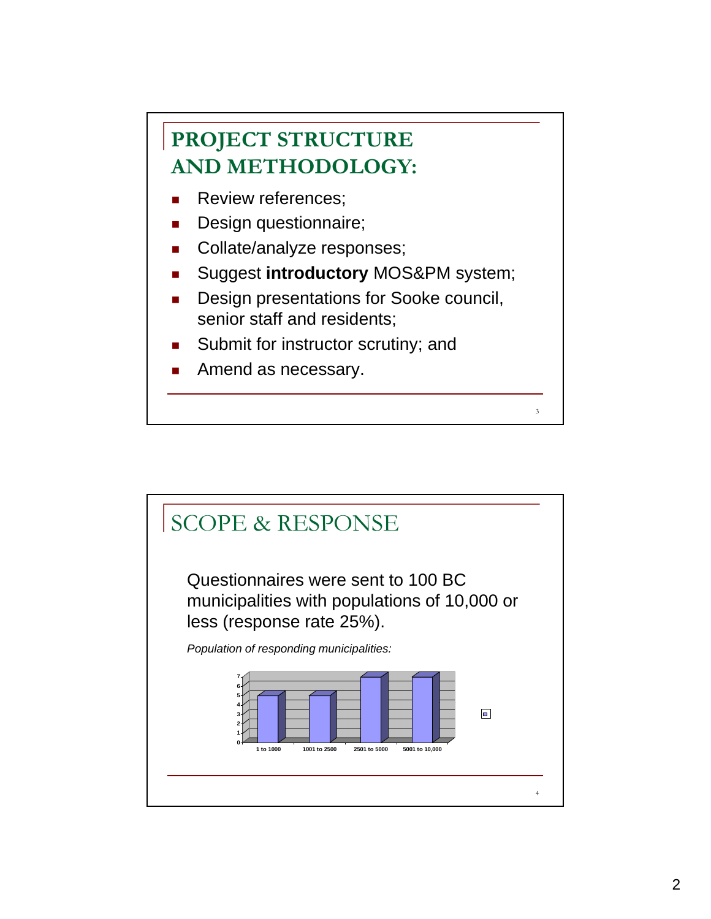## PROJECT STRUCTURE AND METHODOLOGY:

- Review references;
- Design questionnaire;
- Collate/analyze responses;
- Suggest **introductory** MOS&PM system;
- Design presentations for Sooke council, senior staff and residents;
- Submit for instructor scrutiny; and
- Amend as necessary.

## SCOPE & RESPONSE

Questionnaires were sent to 100 BC municipalities with populations of 10,000 or less (response rate 25%).

*Population of responding municipalities:*

| Population | Responding municipalities |
|---|---|
| 1 to 1000 | 5 |
| 1001 to 2500 | 5 |
| 2501 to 5000 | 7 |
| 5001 to 10,000 | 7 |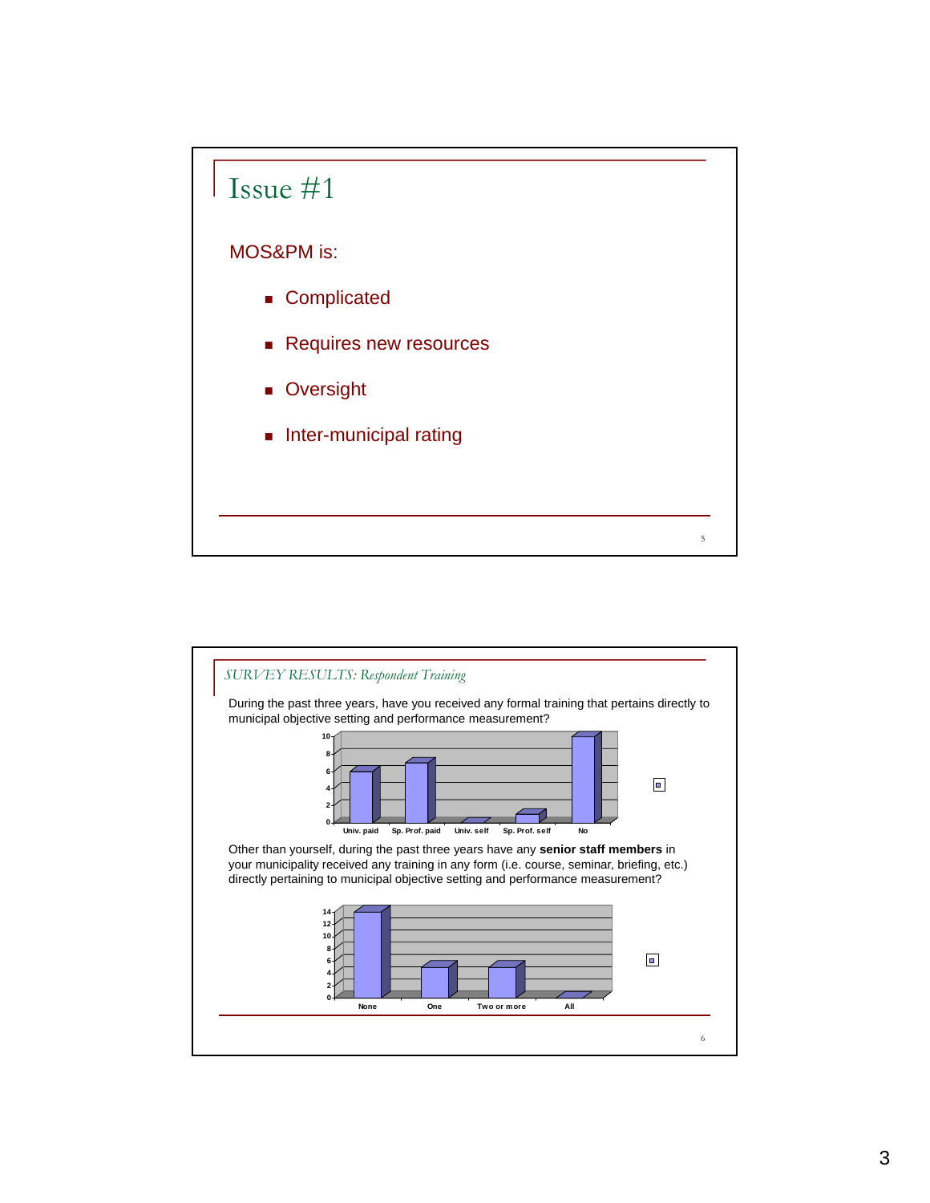# Issue #1

MOS&PM is:

- Complicated
- Requires new resources
- Oversight
- Inter-municipal rating

## SURVEY RESULTS: *Respondent Training*

During the past three years, have you received any formal training that pertains directly to municipal objective setting and performance measurement?

| Univ. paid | Sp. Prof. paid | Univ. self | Sp. Prof. self | No |
|---|---|---|---|---|
| 6 | 7 | 0 | 1 | 10 |

Other than yourself, during the past three years have any **senior staff members** in your municipality received any training in any form (i.e. course, seminar, briefing, etc.) directly pertaining to municipal objective setting and performance measurement?

| None | One | Two or more | All |
|---|---|---|---|
| 14 | 5 | 5 | 0 |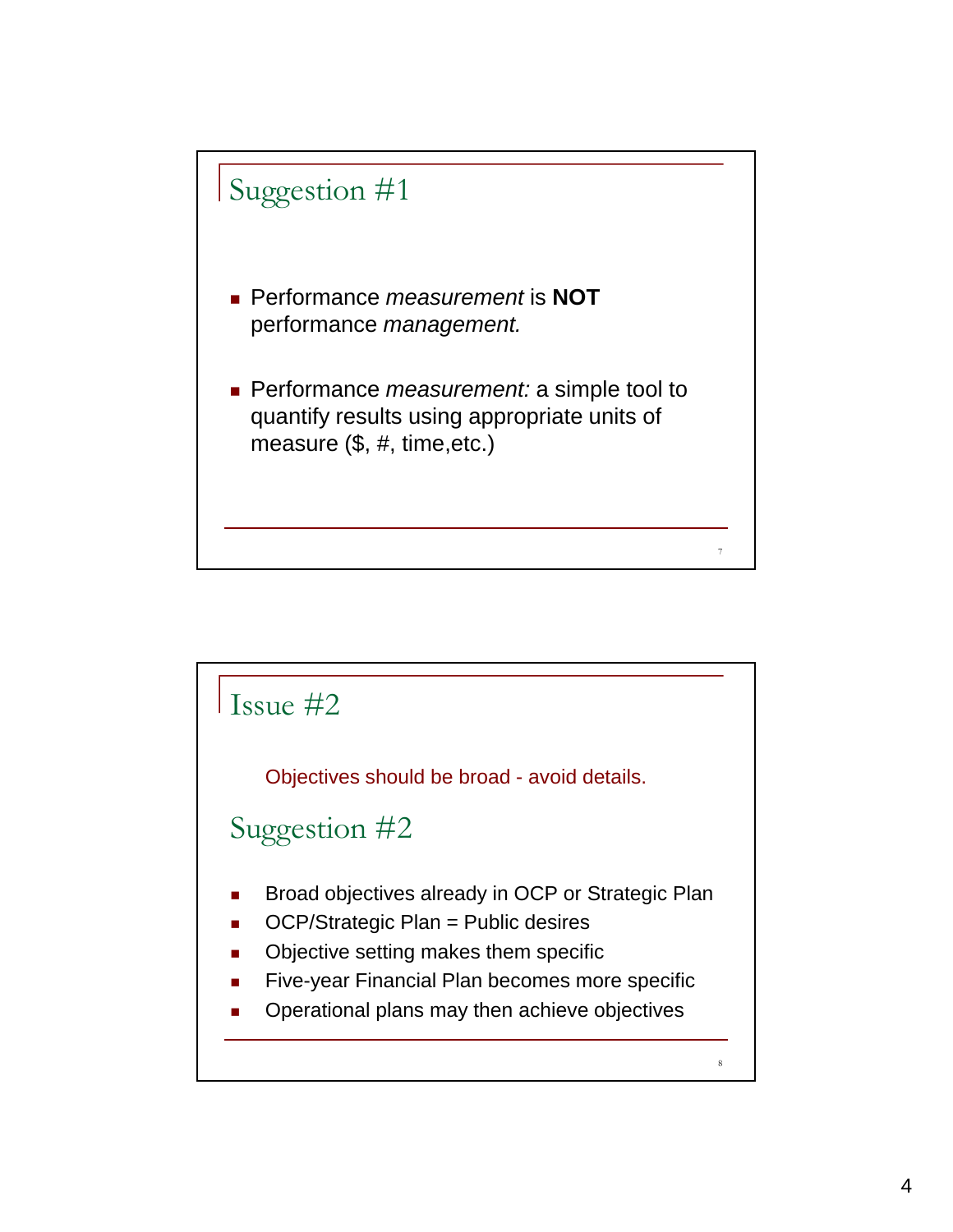## Suggestion #1

- Performance *measurement* is **NOT** performance *management.*
- Performance *measurement:* a simple tool to quantify results using appropriate units of measure ($, #, time,etc.)

## Issue #2

Objectives should be broad - avoid details.

## Suggestion #2

- Broad objectives already in OCP or Strategic Plan
- OCP/Strategic Plan = Public desires
- Objective setting makes them specific
- Five-year Financial Plan becomes more specific
- Operational plans may then achieve objectives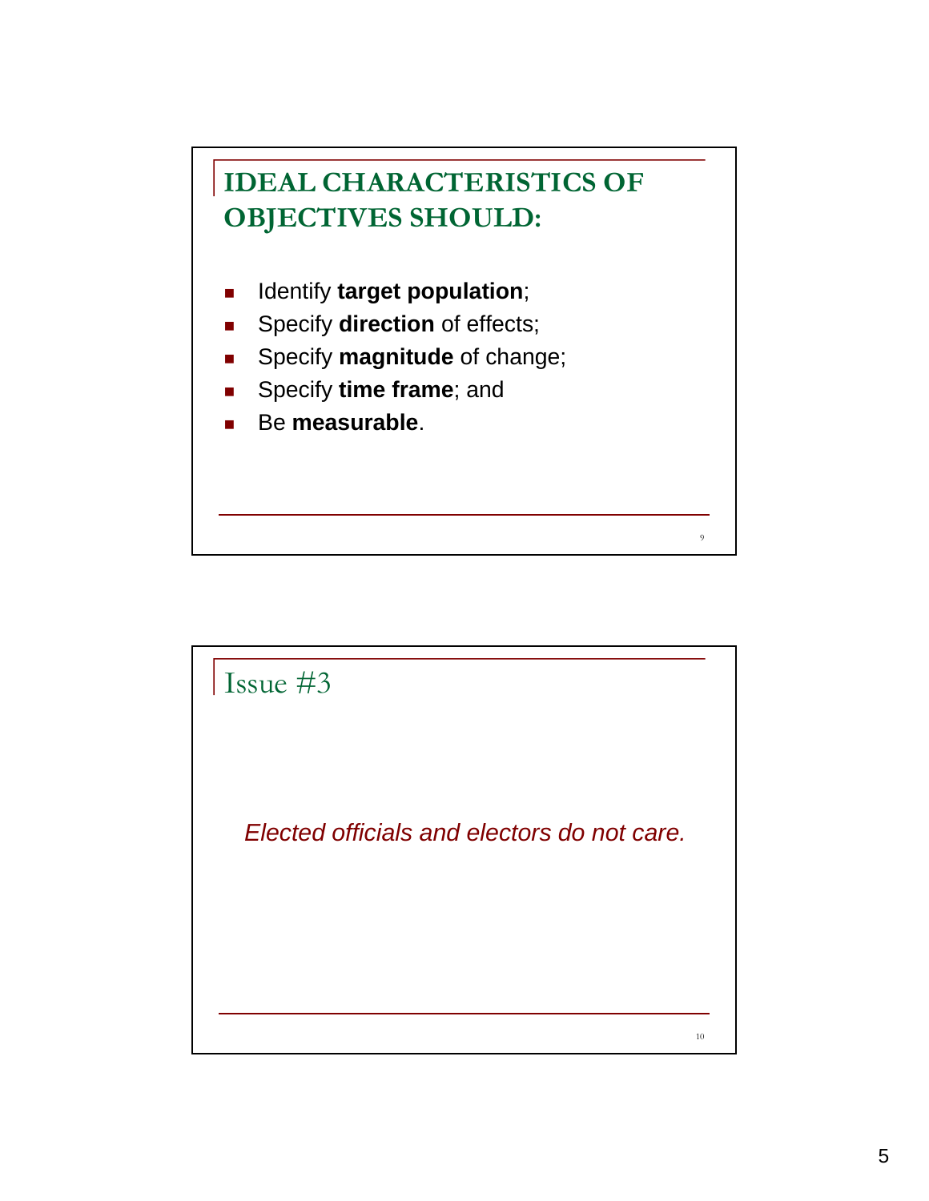## IDEAL CHARACTERISTICS OF OBJECTIVES SHOULD:

- Identify **target population**;
- Specify **direction** of effects;
- Specify **magnitude** of change;
- Specify **time frame**; and
- Be **measurable**.

## Issue #3

*Elected officials and electors do not care.*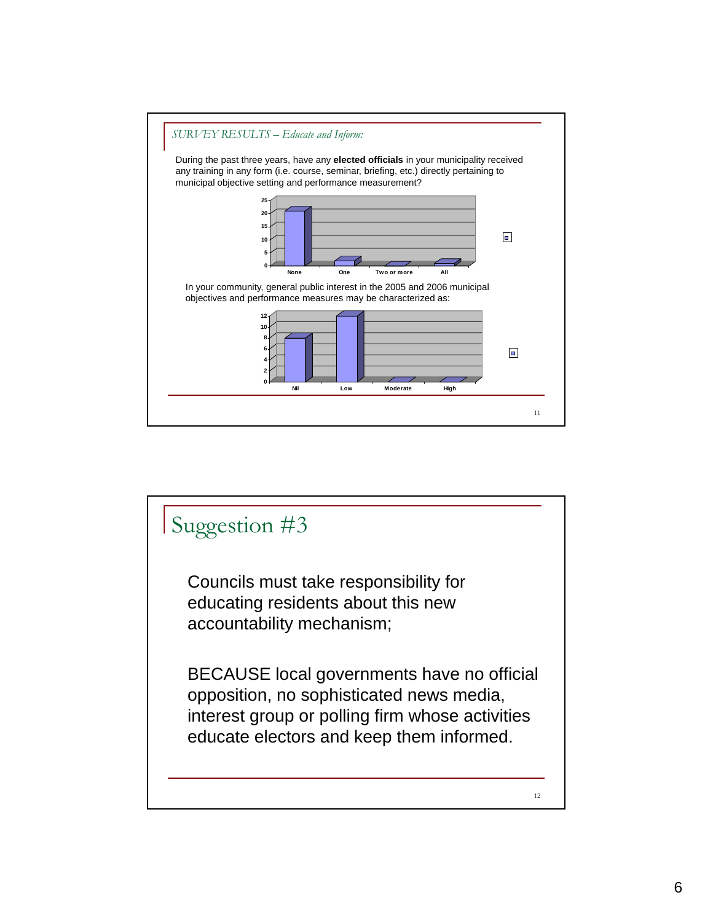*SURVEY RESULTS – Educate and Inform:*

During the past three years, have any **elected officials** in your municipality received any training in any form (i.e. course, seminar, briefing, etc.) directly pertaining to municipal objective setting and performance measurement?

| None | One | Two or more | All |
|---|---|---|---|
| 21 | 2 | 0 | 1 |

In your community, general public interest in the 2005 and 2006 municipal objectives and performance measures may be characterized as:

| Nil | Low | Moderate | High |
|---|---|---|---|
| 8 | 12 | 0 | 0 |

# Suggestion #3

Councils must take responsibility for educating residents about this new accountability mechanism;

BECAUSE local governments have no official opposition, no sophisticated news media, interest group or polling firm whose activities educate electors and keep them informed.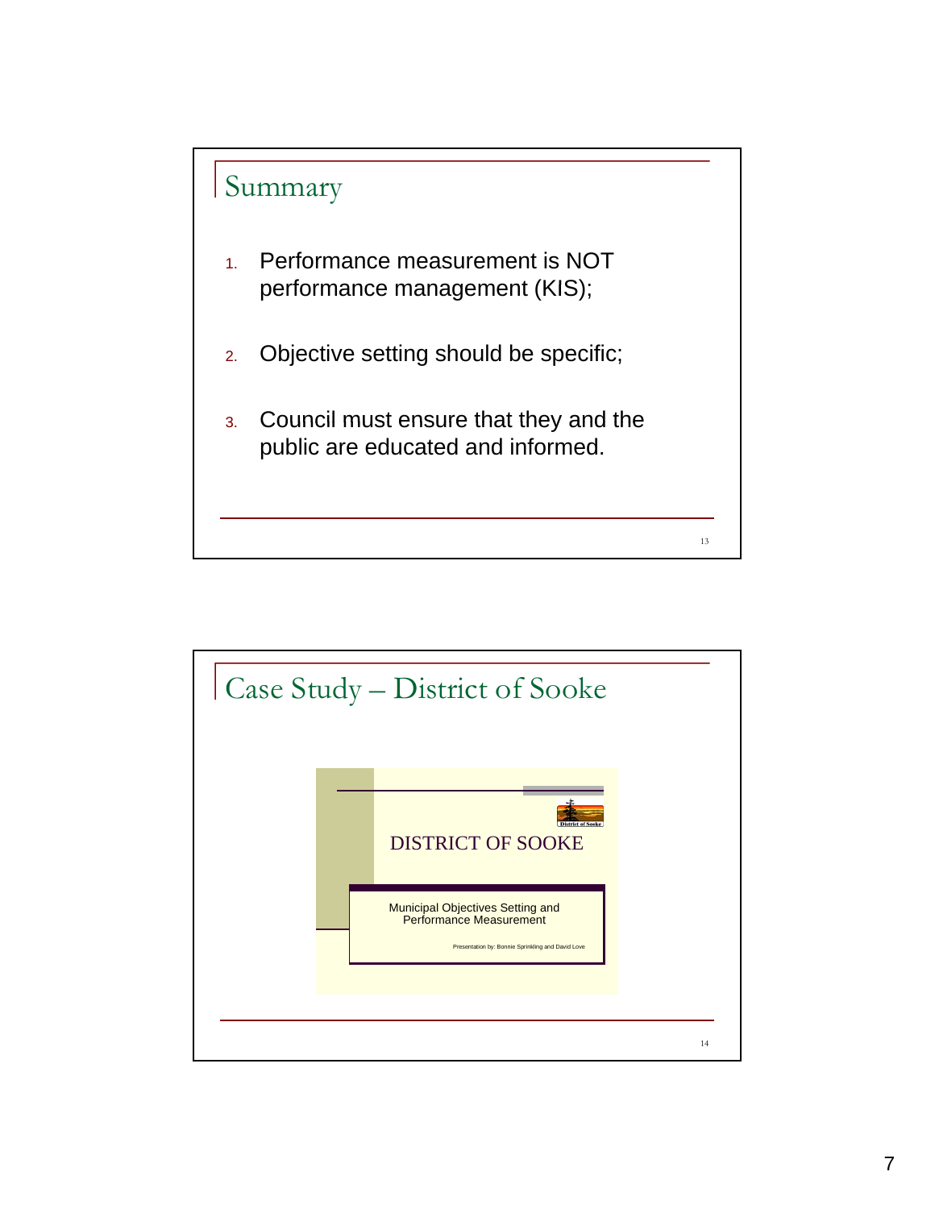## Summary

1. Performance measurement is NOT performance management (KIS);
2. Objective setting should be specific;
3. Council must ensure that they and the public are educated and informed.

## Case Study – District of Sooke

DISTRICT OF SOOKE

Municipal Objectives Setting and Performance Measurement

Presentation by: Bonnie Sprinkling and David Love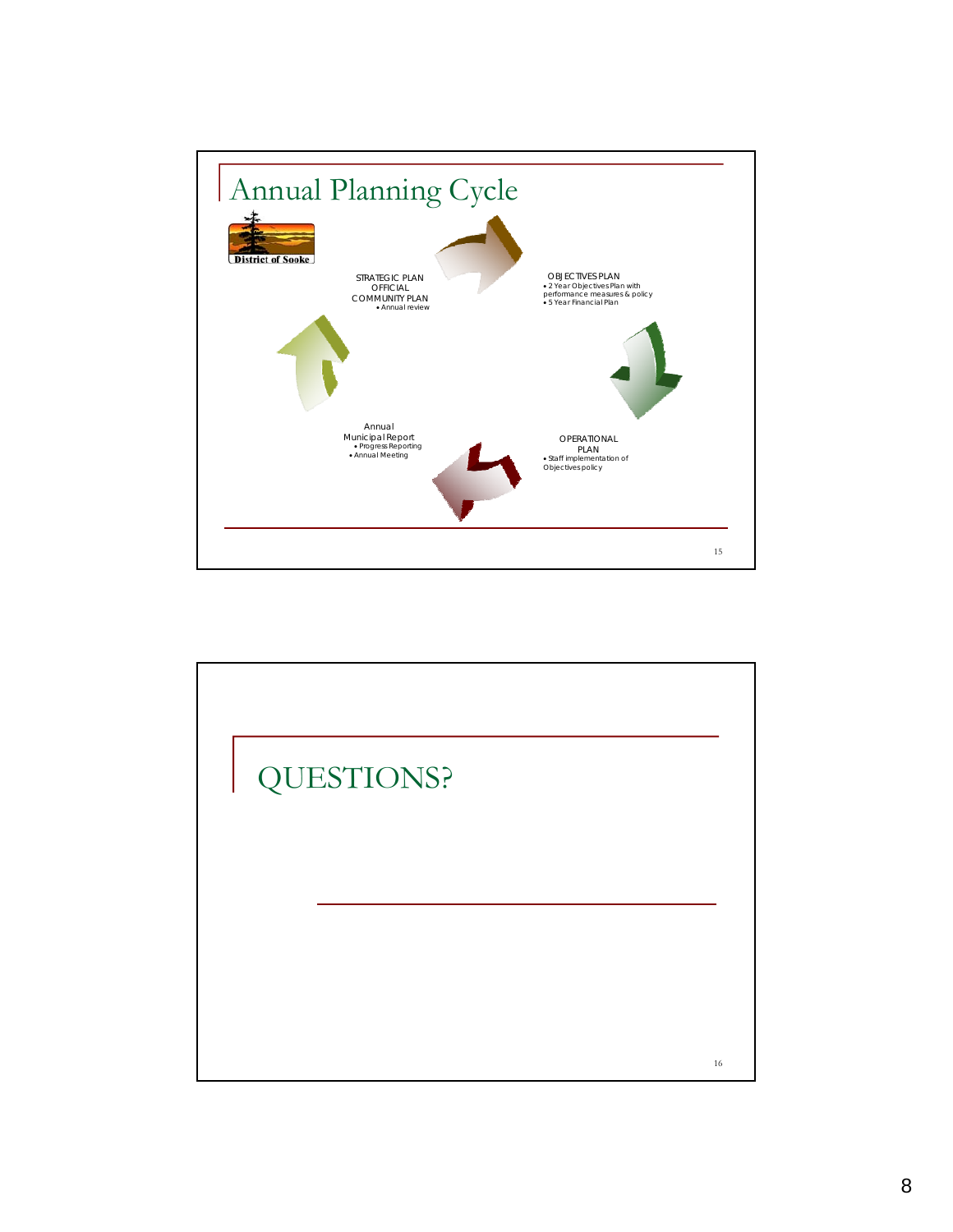## Annual Planning Cycle

District of Sooke

STRATEGIC PLAN
OFFICIAL
COMMUNITY PLAN
- Annual review

OBJECTIVES PLAN
- 2 Year Objectives Plan with performance measures & policy
- 5 Year Financial Plan

OPERATIONAL
PLAN
- Staff implementation of Objectives policy

Annual
Municipal Report
- Progress Reporting
- Annual Meeting

## QUESTIONS?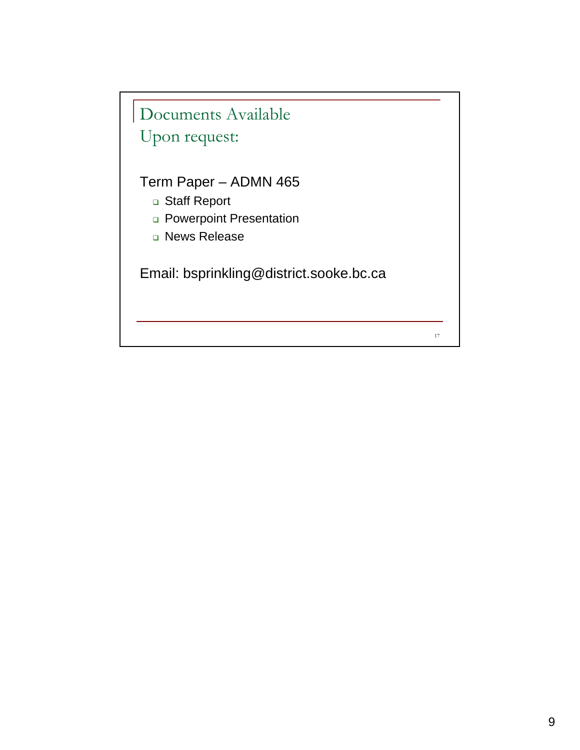## Documents Available
## Upon request:

Term Paper – ADMN 465

- Staff Report
- Powerpoint Presentation
- News Release

Email: bsprinkling@district.sooke.bc.ca

17